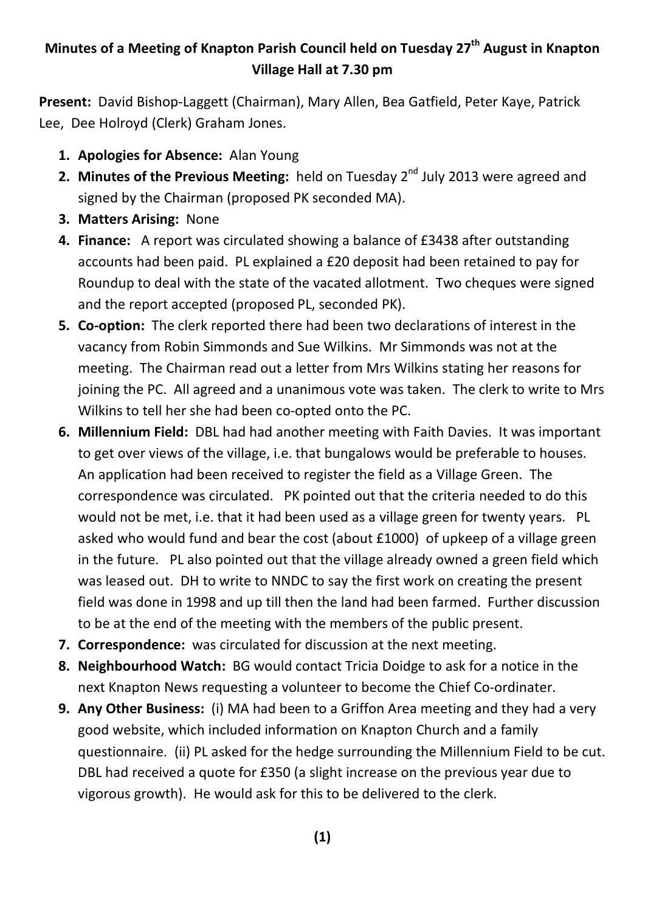# Minutes of a Meeting of Knapton Parish Council held on Tuesday 27th August in Knapton Village Hall at 7.30 pm

**Present:** David Bishop-Laggett (Chairman), Mary Allen, Bea Gatfield, Peter Kaye, Patrick Lee, Dee Holroyd (Clerk) Graham Jones.

1. **Apologies for Absence:** Alan Young
2. **Minutes of the Previous Meeting:** held on Tuesday 2nd July 2013 were agreed and signed by the Chairman (proposed PK seconded MA).
3. **Matters Arising:** None
4. **Finance:** A report was circulated showing a balance of £3438 after outstanding accounts had been paid. PL explained a £20 deposit had been retained to pay for Roundup to deal with the state of the vacated allotment. Two cheques were signed and the report accepted (proposed PL, seconded PK).
5. **Co-option:** The clerk reported there had been two declarations of interest in the vacancy from Robin Simmonds and Sue Wilkins. Mr Simmonds was not at the meeting. The Chairman read out a letter from Mrs Wilkins stating her reasons for joining the PC. All agreed and a unanimous vote was taken. The clerk to write to Mrs Wilkins to tell her she had been co-opted onto the PC.
6. **Millennium Field:** DBL had had another meeting with Faith Davies. It was important to get over views of the village, i.e. that bungalows would be preferable to houses. An application had been received to register the field as a Village Green. The correspondence was circulated. PK pointed out that the criteria needed to do this would not be met, i.e. that it had been used as a village green for twenty years. PL asked who would fund and bear the cost (about £1000) of upkeep of a village green in the future. PL also pointed out that the village already owned a green field which was leased out. DH to write to NNDC to say the first work on creating the present field was done in 1998 and up till then the land had been farmed. Further discussion to be at the end of the meeting with the members of the public present.
7. **Correspondence:** was circulated for discussion at the next meeting.
8. **Neighbourhood Watch:** BG would contact Tricia Doidge to ask for a notice in the next Knapton News requesting a volunteer to become the Chief Co-ordinater.
9. **Any Other Business:** (i) MA had been to a Griffon Area meeting and they had a very good website, which included information on Knapton Church and a family questionnaire. (ii) PL asked for the hedge surrounding the Millennium Field to be cut. DBL had received a quote for £350 (a slight increase on the previous year due to vigorous growth). He would ask for this to be delivered to the clerk.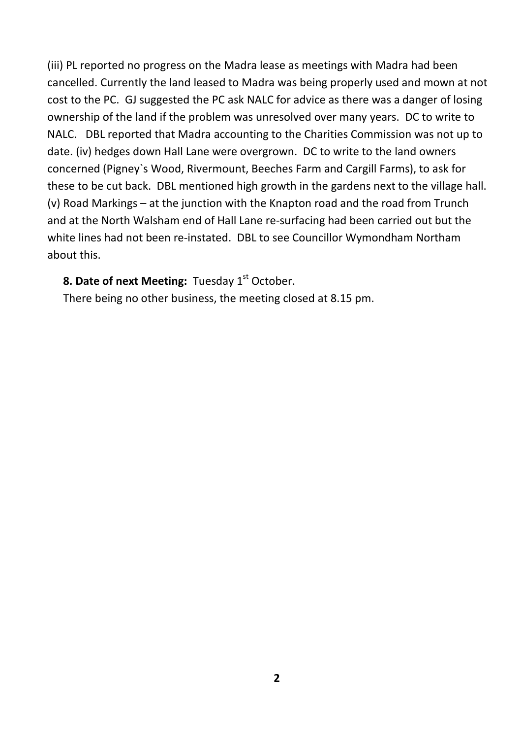(iii) PL reported no progress on the Madra lease as meetings with Madra had been cancelled. Currently the land leased to Madra was being properly used and mown at not cost to the PC. GJ suggested the PC ask NALC for advice as there was a danger of losing ownership of the land if the problem was unresolved over many years. DC to write to NALC. DBL reported that Madra accounting to the Charities Commission was not up to date. (iv) hedges down Hall Lane were overgrown. DC to write to the land owners concerned (Pigney`s Wood, Rivermount, Beeches Farm and Cargill Farms), to ask for these to be cut back. DBL mentioned high growth in the gardens next to the village hall. (v) Road Markings – at the junction with the Knapton road and the road from Trunch and at the North Walsham end of Hall Lane re-surfacing had been carried out but the white lines had not been re-instated. DBL to see Councillor Wymondham Northam about this.

**8. Date of next Meeting:** Tuesday 1st October.

There being no other business, the meeting closed at 8.15 pm.